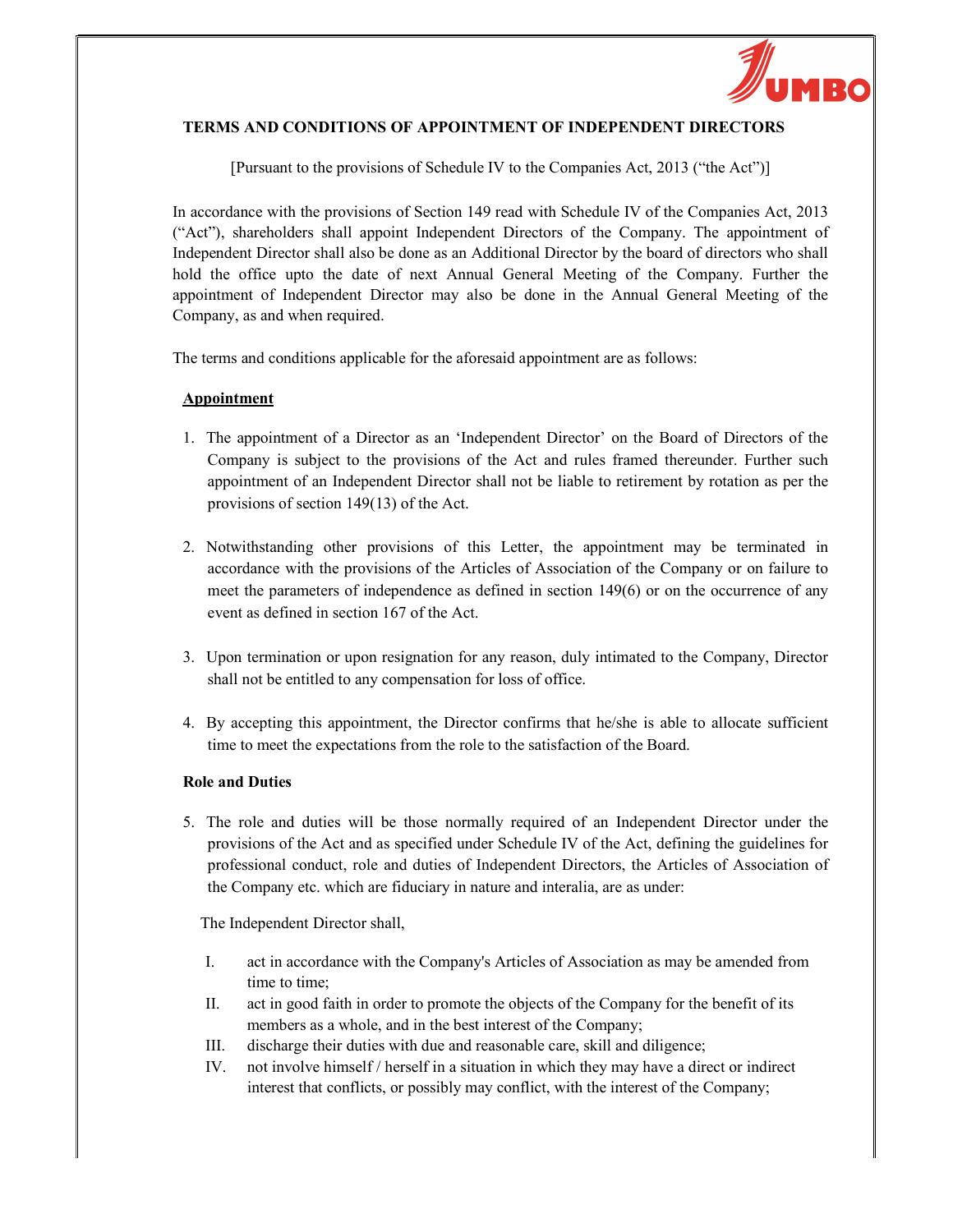# TERMS AND CONDITIONS OF APPOINTMENT OF INDEPENDENT DIRECTORS

[Pursuant to the provisions of Schedule IV to the Companies Act, 2013 ("the Act")]

In accordance with the provisions of Section 149 read with Schedule IV of the Companies Act, 2013 ("Act"), shareholders shall appoint Independent Directors of the Company. The appointment of Independent Director shall also be done as an Additional Director by the board of directors who shall hold the office upto the date of next Annual General Meeting of the Company. Further the appointment of Independent Director may also be done in the Annual General Meeting of the Company, as and when required.

The terms and conditions applicable for the aforesaid appointment are as follows:

## Appointment

1. The appointment of a Director as an 'Independent Director' on the Board of Directors of the Company is subject to the provisions of the Act and rules framed thereunder. Further such appointment of an Independent Director shall not be liable to retirement by rotation as per the provisions of section 149(13) of the Act.

2. Notwithstanding other provisions of this Letter, the appointment may be terminated in accordance with the provisions of the Articles of Association of the Company or on failure to meet the parameters of independence as defined in section 149(6) or on the occurrence of any event as defined in section 167 of the Act.

3. Upon termination or upon resignation for any reason, duly intimated to the Company, Director shall not be entitled to any compensation for loss of office.

4. By accepting this appointment, the Director confirms that he/she is able to allocate sufficient time to meet the expectations from the role to the satisfaction of the Board.

## Role and Duties

5. The role and duties will be those normally required of an Independent Director under the provisions of the Act and as specified under Schedule IV of the Act, defining the guidelines for professional conduct, role and duties of Independent Directors, the Articles of Association of the Company etc. which are fiduciary in nature and interalia, are as under:

   The Independent Director shall,

   I. act in accordance with the Company's Articles of Association as may be amended from time to time;
   II. act in good faith in order to promote the objects of the Company for the benefit of its members as a whole, and in the best interest of the Company;
   III. discharge their duties with due and reasonable care, skill and diligence;
   IV. not involve himself / herself in a situation in which they may have a direct or indirect interest that conflicts, or possibly may conflict, with the interest of the Company;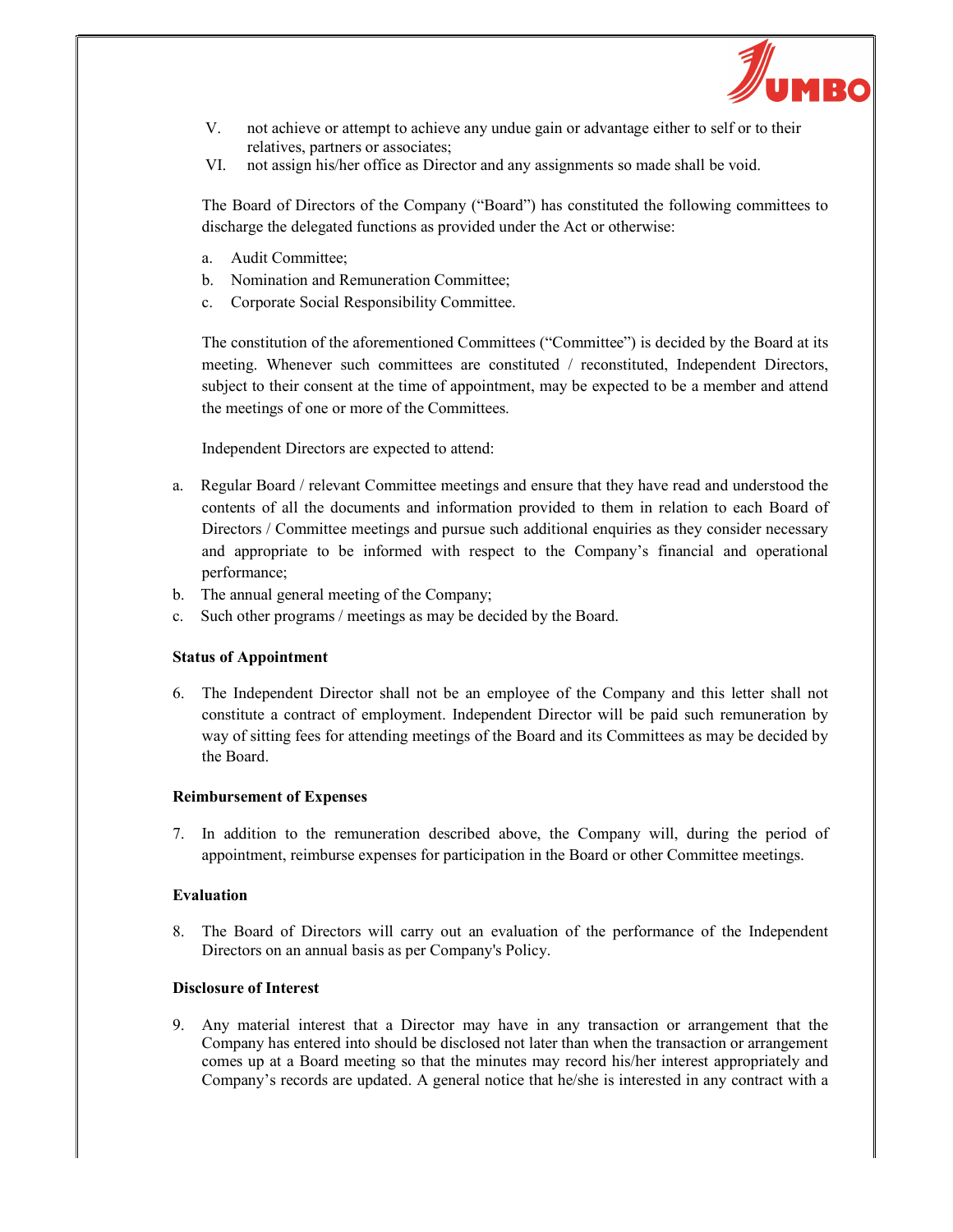V. not achieve or attempt to achieve any undue gain or advantage either to self or to their relatives, partners or associates;

VI. not assign his/her office as Director and any assignments so made shall be void.

The Board of Directors of the Company ("Board") has constituted the following committees to discharge the delegated functions as provided under the Act or otherwise:

a. Audit Committee;
b. Nomination and Remuneration Committee;
c. Corporate Social Responsibility Committee.

The constitution of the aforementioned Committees ("Committee") is decided by the Board at its meeting. Whenever such committees are constituted / reconstituted, Independent Directors, subject to their consent at the time of appointment, may be expected to be a member and attend the meetings of one or more of the Committees.

Independent Directors are expected to attend:

a. Regular Board / relevant Committee meetings and ensure that they have read and understood the contents of all the documents and information provided to them in relation to each Board of Directors / Committee meetings and pursue such additional enquiries as they consider necessary and appropriate to be informed with respect to the Company's financial and operational performance;
b. The annual general meeting of the Company;
c. Such other programs / meetings as may be decided by the Board.

**Status of Appointment**

6. The Independent Director shall not be an employee of the Company and this letter shall not constitute a contract of employment. Independent Director will be paid such remuneration by way of sitting fees for attending meetings of the Board and its Committees as may be decided by the Board.

**Reimbursement of Expenses**

7. In addition to the remuneration described above, the Company will, during the period of appointment, reimburse expenses for participation in the Board or other Committee meetings.

**Evaluation**

8. The Board of Directors will carry out an evaluation of the performance of the Independent Directors on an annual basis as per Company's Policy.

**Disclosure of Interest**

9. Any material interest that a Director may have in any transaction or arrangement that the Company has entered into should be disclosed not later than when the transaction or arrangement comes up at a Board meeting so that the minutes may record his/her interest appropriately and Company's records are updated. A general notice that he/she is interested in any contract with a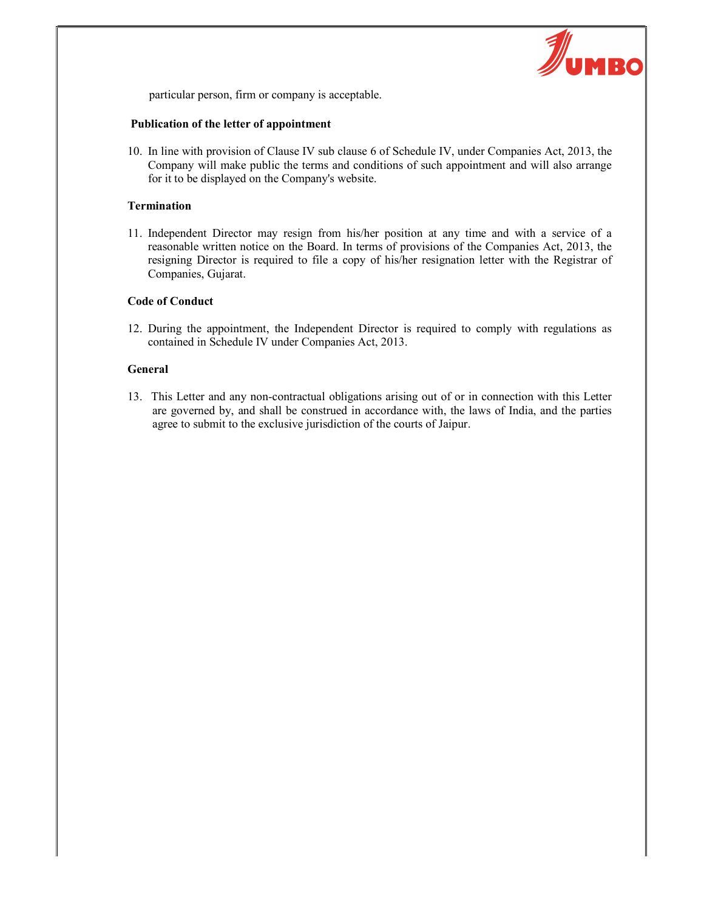particular person, firm or company is acceptable.

**Publication of the letter of appointment**

10. In line with provision of Clause IV sub clause 6 of Schedule IV, under Companies Act, 2013, the Company will make public the terms and conditions of such appointment and will also arrange for it to be displayed on the Company's website.

**Termination**

11. Independent Director may resign from his/her position at any time and with a service of a reasonable written notice on the Board. In terms of provisions of the Companies Act, 2013, the resigning Director is required to file a copy of his/her resignation letter with the Registrar of Companies, Gujarat.

**Code of Conduct**

12. During the appointment, the Independent Director is required to comply with regulations as contained in Schedule IV under Companies Act, 2013.

**General**

13. This Letter and any non-contractual obligations arising out of or in connection with this Letter are governed by, and shall be construed in accordance with, the laws of India, and the parties agree to submit to the exclusive jurisdiction of the courts of Jaipur.